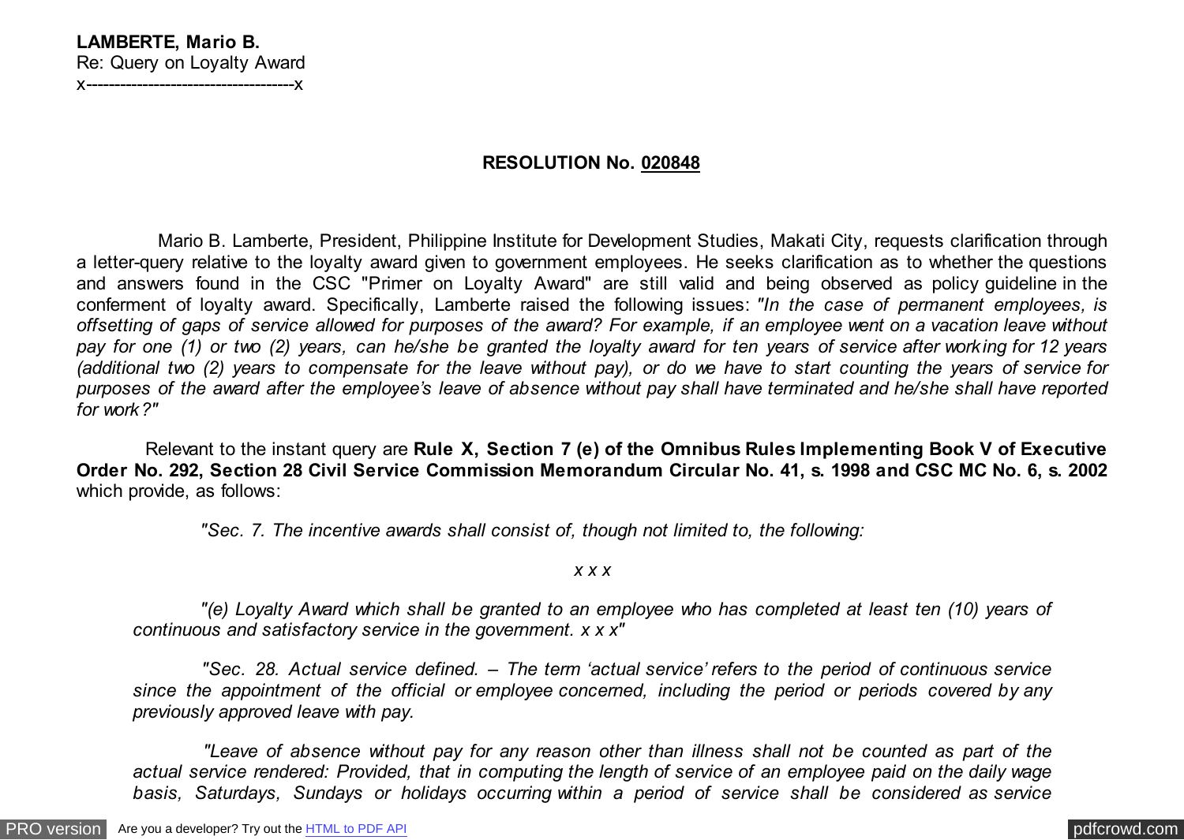**LAMBERTE, Mario B.**
Re: Query on Loyalty Award
x-------------------------------------x

**RESOLUTION No. 020848**

Mario B. Lamberte, President, Philippine Institute for Development Studies, Makati City, requests clarification through a letter-query relative to the loyalty award given to government employees. He seeks clarification as to whether the questions and answers found in the CSC "Primer on Loyalty Award" are still valid and being observed as policy guideline in the conferment of loyalty award. Specifically, Lamberte raised the following issues: *"In the case of permanent employees, is offsetting of gaps of service allowed for purposes of the award? For example, if an employee went on a vacation leave without pay for one (1) or two (2) years, can he/she be granted the loyalty award for ten years of service after working for 12 years (additional two (2) years to compensate for the leave without pay), or do we have to start counting the years of service for purposes of the award after the employee's leave of absence without pay shall have terminated and he/she shall have reported for work?"*

Relevant to the instant query are **Rule X, Section 7 (e) of the Omnibus Rules Implementing Book V of Executive Order No. 292, Section 28 Civil Service Commission Memorandum Circular No. 41, s. 1998 and CSC MC No. 6, s. 2002** which provide, as follows:

> *"Sec. 7. The incentive awards shall consist of, though not limited to, the following:*
>
> *x x x*
>
> *"(e) Loyalty Award which shall be granted to an employee who has completed at least ten (10) years of continuous and satisfactory service in the government. x x x"*
>
> *"Sec. 28. Actual service defined. – The term 'actual service' refers to the period of continuous service since the appointment of the official or employee concerned, including the period or periods covered by any previously approved leave with pay.*
>
> *"Leave of absence without pay for any reason other than illness shall not be counted as part of the actual service rendered: Provided, that in computing the length of service of an employee paid on the daily wage basis, Saturdays, Sundays or holidays occurring within a period of service shall be considered as service*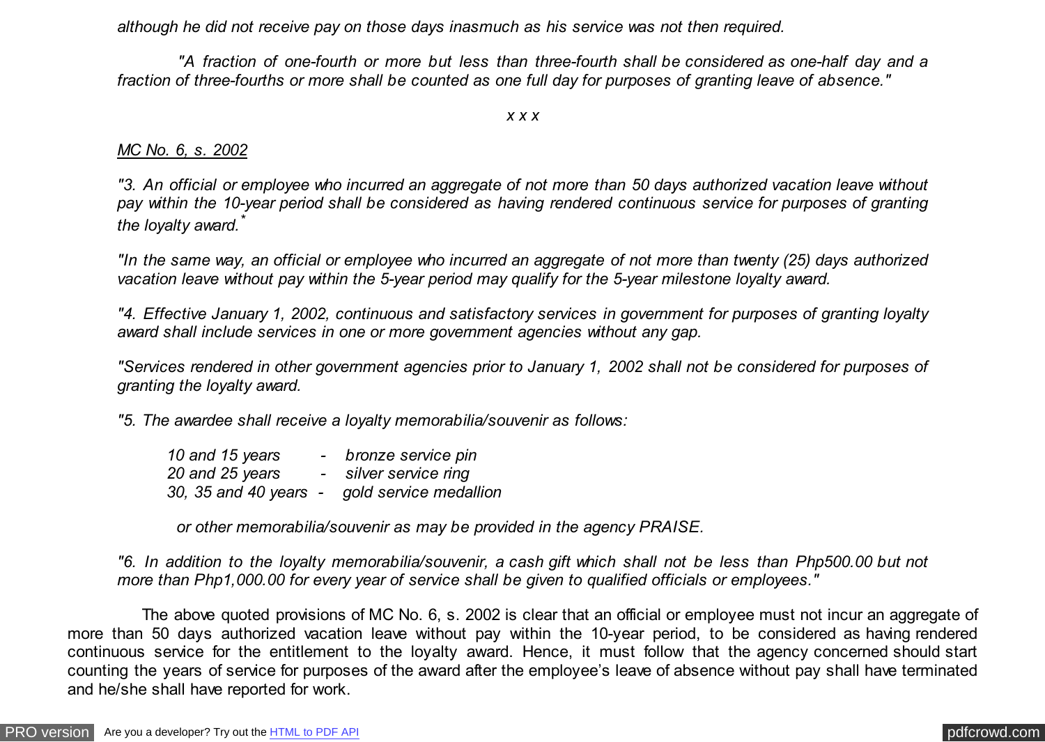*although he did not receive pay on those days inasmuch as his service was not then required.*

*"A fraction of one-fourth or more but less than three-fourth shall be considered as one-half day and a fraction of three-fourths or more shall be counted as one full day for purposes of granting leave of absence."*

*x x x*

*<u>MC No. 6, s. 2002</u>*

*"3. An official or employee who incurred an aggregate of not more than 50 days authorized vacation leave without pay within the 10-year period shall be considered as having rendered continuous service for purposes of granting the loyalty award.*[*]

*"In the same way, an official or employee who incurred an aggregate of not more than twenty (25) days authorized vacation leave without pay within the 5-year period may qualify for the 5-year milestone loyalty award.*

*"4. Effective January 1, 2002, continuous and satisfactory services in government for purposes of granting loyalty award shall include services in one or more government agencies without any gap.*

*"Services rendered in other government agencies prior to January 1, 2002 shall not be considered for purposes of granting the loyalty award.*

*"5. The awardee shall receive a loyalty memorabilia/souvenir as follows:*

*10 and 15 years - bronze service pin*
*20 and 25 years - silver service ring*
*30, 35 and 40 years - gold service medallion*

*or other memorabilia/souvenir as may be provided in the agency PRAISE.*

*"6. In addition to the loyalty memorabilia/souvenir, a cash gift which shall not be less than Php500.00 but not more than Php1,000.00 for every year of service shall be given to qualified officials or employees."*

The above quoted provisions of MC No. 6, s. 2002 is clear that an official or employee must not incur an aggregate of more than 50 days authorized vacation leave without pay within the 10-year period, to be considered as having rendered continuous service for the entitlement to the loyalty award. Hence, it must follow that the agency concerned should start counting the years of service for purposes of the award after the employee's leave of absence without pay shall have terminated and he/she shall have reported for work.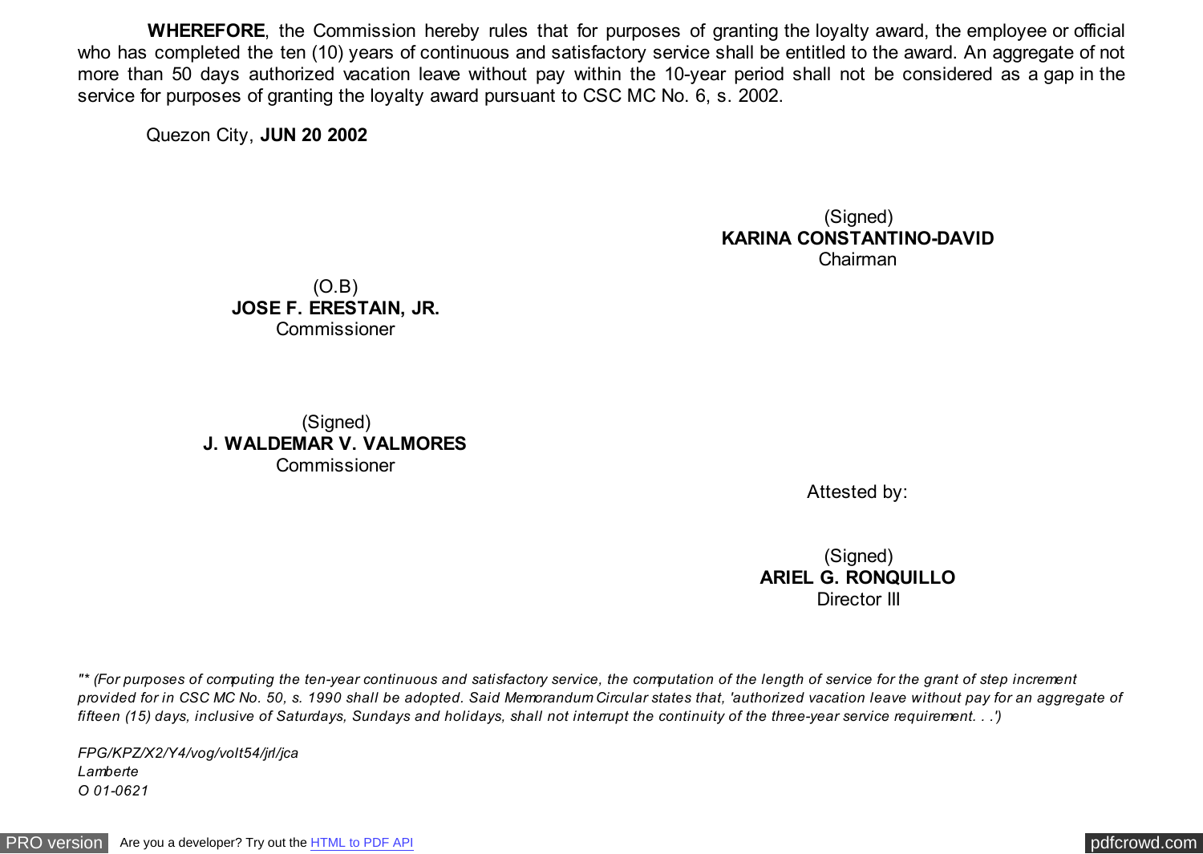**WHEREFORE**, the Commission hereby rules that for purposes of granting the loyalty award, the employee or official who has completed the ten (10) years of continuous and satisfactory service shall be entitled to the award. An aggregate of not more than 50 days authorized vacation leave without pay within the 10-year period shall not be considered as a gap in the service for purposes of granting the loyalty award pursuant to CSC MC No. 6, s. 2002.

Quezon City, **JUN 20 2002**

(Signed)
**KARINA CONSTANTINO-DAVID**
Chairman

(O.B)
**JOSE F. ERESTAIN, JR.**
Commissioner

(Signed)
**J. WALDEMAR V. VALMORES**
Commissioner

Attested by:

(Signed)
**ARIEL G. RONQUILLO**
Director III

*"* (For purposes of computing the ten-year continuous and satisfactory service, the computation of the length of service for the grant of step increment provided for in CSC MC No. 50, s. 1990 shall be adopted. Said Memorandum Circular states that, 'authorized vacation leave without pay for an aggregate of fifteen (15) days, inclusive of Saturdays, Sundays and holidays, shall not interrupt the continuity of the three-year service requirement. . .')*

*FPG/KPZ/X2/Y4/vog/volt54/jrl/jca*
*Lamberte*
*O 01-0621*